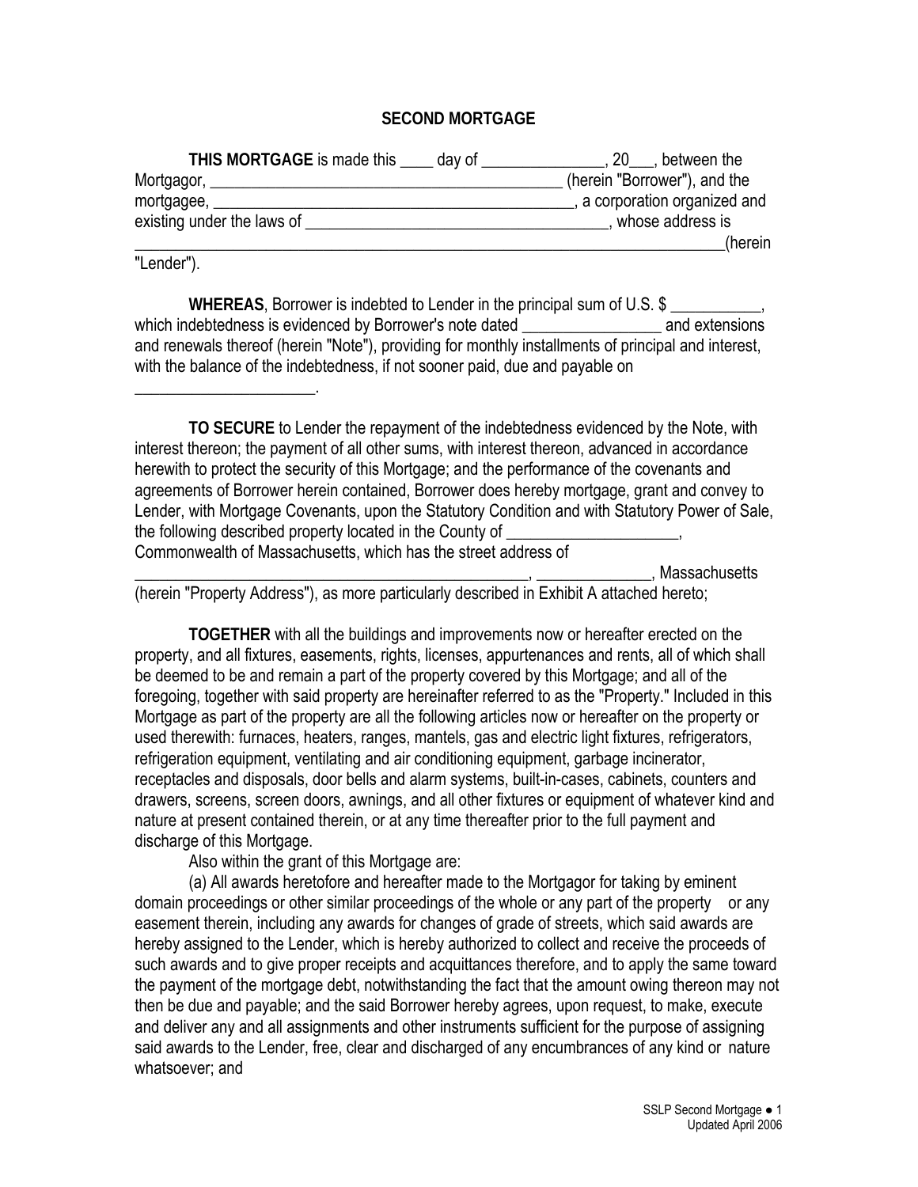# SECOND MORTGAGE

**THIS MORTGAGE** is made this ____ day of _______________, 20___, between the Mortgagor, ___________________________________________ (herein "Borrower"), and the mortgagee, ___________________________________________, a corporation organized and existing under the laws of ____________________________________, whose address is _______________________________________________________________________(herein "Lender").

**WHEREAS**, Borrower is indebted to Lender in the principal sum of U.S. $ ___________, which indebtedness is evidenced by Borrower's note dated _________________ and extensions and renewals thereof (herein "Note"), providing for monthly installments of principal and interest, with the balance of the indebtedness, if not sooner paid, due and payable on ______________________.

**TO SECURE** to Lender the repayment of the indebtedness evidenced by the Note, with interest thereon; the payment of all other sums, with interest thereon, advanced in accordance herewith to protect the security of this Mortgage; and the performance of the covenants and agreements of Borrower herein contained, Borrower does hereby mortgage, grant and convey to Lender, with Mortgage Covenants, upon the Statutory Condition and with Statutory Power of Sale, the following described property located in the County of _____________________, Commonwealth of Massachusetts, which has the street address of __________________________________________________, ______________, Massachusetts (herein "Property Address"), as more particularly described in Exhibit A attached hereto;

**TOGETHER** with all the buildings and improvements now or hereafter erected on the property, and all fixtures, easements, rights, licenses, appurtenances and rents, all of which shall be deemed to be and remain a part of the property covered by this Mortgage; and all of the foregoing, together with said property are hereinafter referred to as the "Property." Included in this Mortgage as part of the property are all the following articles now or hereafter on the property or used therewith: furnaces, heaters, ranges, mantels, gas and electric light fixtures, refrigerators, refrigeration equipment, ventilating and air conditioning equipment, garbage incinerator, receptacles and disposals, door bells and alarm systems, built-in-cases, cabinets, counters and drawers, screens, screen doors, awnings, and all other fixtures or equipment of whatever kind and nature at present contained therein, or at any time thereafter prior to the full payment and discharge of this Mortgage.

Also within the grant of this Mortgage are:

(a) All awards heretofore and hereafter made to the Mortgagor for taking by eminent domain proceedings or other similar proceedings of the whole or any part of the property or any easement therein, including any awards for changes of grade of streets, which said awards are hereby assigned to the Lender, which is hereby authorized to collect and receive the proceeds of such awards and to give proper receipts and acquittances therefore, and to apply the same toward the payment of the mortgage debt, notwithstanding the fact that the amount owing thereon may not then be due and payable; and the said Borrower hereby agrees, upon request, to make, execute and deliver any and all assignments and other instruments sufficient for the purpose of assigning said awards to the Lender, free, clear and discharged of any encumbrances of any kind or nature whatsoever; and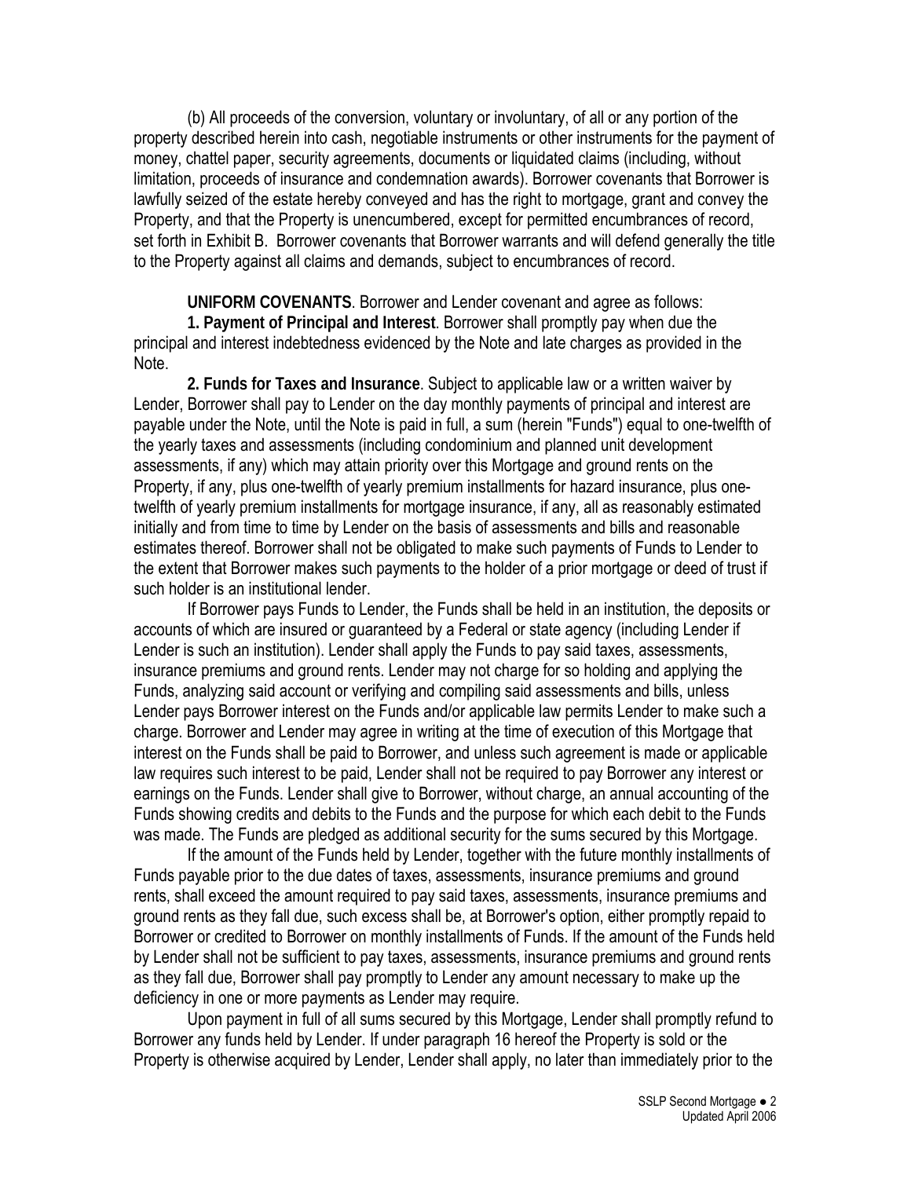(b) All proceeds of the conversion, voluntary or involuntary, of all or any portion of the property described herein into cash, negotiable instruments or other instruments for the payment of money, chattel paper, security agreements, documents or liquidated claims (including, without limitation, proceeds of insurance and condemnation awards). Borrower covenants that Borrower is lawfully seized of the estate hereby conveyed and has the right to mortgage, grant and convey the Property, and that the Property is unencumbered, except for permitted encumbrances of record, set forth in Exhibit B. Borrower covenants that Borrower warrants and will defend generally the title to the Property against all claims and demands, subject to encumbrances of record.

**UNIFORM COVENANTS**. Borrower and Lender covenant and agree as follows:

**1. Payment of Principal and Interest**. Borrower shall promptly pay when due the principal and interest indebtedness evidenced by the Note and late charges as provided in the Note.

**2. Funds for Taxes and Insurance**. Subject to applicable law or a written waiver by Lender, Borrower shall pay to Lender on the day monthly payments of principal and interest are payable under the Note, until the Note is paid in full, a sum (herein "Funds") equal to one-twelfth of the yearly taxes and assessments (including condominium and planned unit development assessments, if any) which may attain priority over this Mortgage and ground rents on the Property, if any, plus one-twelfth of yearly premium installments for hazard insurance, plus one-twelfth of yearly premium installments for mortgage insurance, if any, all as reasonably estimated initially and from time to time by Lender on the basis of assessments and bills and reasonable estimates thereof. Borrower shall not be obligated to make such payments of Funds to Lender to the extent that Borrower makes such payments to the holder of a prior mortgage or deed of trust if such holder is an institutional lender.

If Borrower pays Funds to Lender, the Funds shall be held in an institution, the deposits or accounts of which are insured or guaranteed by a Federal or state agency (including Lender if Lender is such an institution). Lender shall apply the Funds to pay said taxes, assessments, insurance premiums and ground rents. Lender may not charge for so holding and applying the Funds, analyzing said account or verifying and compiling said assessments and bills, unless Lender pays Borrower interest on the Funds and/or applicable law permits Lender to make such a charge. Borrower and Lender may agree in writing at the time of execution of this Mortgage that interest on the Funds shall be paid to Borrower, and unless such agreement is made or applicable law requires such interest to be paid, Lender shall not be required to pay Borrower any interest or earnings on the Funds. Lender shall give to Borrower, without charge, an annual accounting of the Funds showing credits and debits to the Funds and the purpose for which each debit to the Funds was made. The Funds are pledged as additional security for the sums secured by this Mortgage.

If the amount of the Funds held by Lender, together with the future monthly installments of Funds payable prior to the due dates of taxes, assessments, insurance premiums and ground rents, shall exceed the amount required to pay said taxes, assessments, insurance premiums and ground rents as they fall due, such excess shall be, at Borrower's option, either promptly repaid to Borrower or credited to Borrower on monthly installments of Funds. If the amount of the Funds held by Lender shall not be sufficient to pay taxes, assessments, insurance premiums and ground rents as they fall due, Borrower shall pay promptly to Lender any amount necessary to make up the deficiency in one or more payments as Lender may require.

Upon payment in full of all sums secured by this Mortgage, Lender shall promptly refund to Borrower any funds held by Lender. If under paragraph 16 hereof the Property is sold or the Property is otherwise acquired by Lender, Lender shall apply, no later than immediately prior to the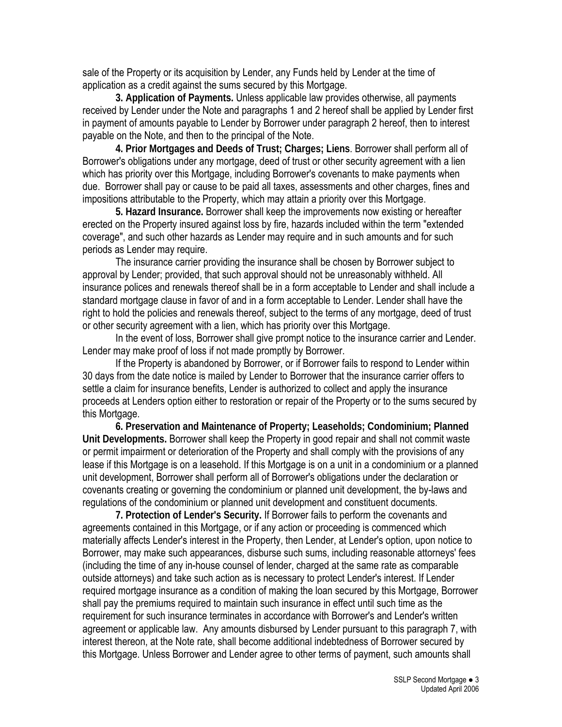sale of the Property or its acquisition by Lender, any Funds held by Lender at the time of application as a credit against the sums secured by this Mortgage.

**3. Application of Payments.** Unless applicable law provides otherwise, all payments received by Lender under the Note and paragraphs 1 and 2 hereof shall be applied by Lender first in payment of amounts payable to Lender by Borrower under paragraph 2 hereof, then to interest payable on the Note, and then to the principal of the Note.

**4. Prior Mortgages and Deeds of Trust; Charges; Liens**. Borrower shall perform all of Borrower's obligations under any mortgage, deed of trust or other security agreement with a lien which has priority over this Mortgage, including Borrower's covenants to make payments when due. Borrower shall pay or cause to be paid all taxes, assessments and other charges, fines and impositions attributable to the Property, which may attain a priority over this Mortgage.

**5. Hazard Insurance.** Borrower shall keep the improvements now existing or hereafter erected on the Property insured against loss by fire, hazards included within the term "extended coverage", and such other hazards as Lender may require and in such amounts and for such periods as Lender may require.

The insurance carrier providing the insurance shall be chosen by Borrower subject to approval by Lender; provided, that such approval should not be unreasonably withheld. All insurance polices and renewals thereof shall be in a form acceptable to Lender and shall include a standard mortgage clause in favor of and in a form acceptable to Lender. Lender shall have the right to hold the policies and renewals thereof, subject to the terms of any mortgage, deed of trust or other security agreement with a lien, which has priority over this Mortgage.

In the event of loss, Borrower shall give prompt notice to the insurance carrier and Lender. Lender may make proof of loss if not made promptly by Borrower.

If the Property is abandoned by Borrower, or if Borrower fails to respond to Lender within 30 days from the date notice is mailed by Lender to Borrower that the insurance carrier offers to settle a claim for insurance benefits, Lender is authorized to collect and apply the insurance proceeds at Lenders option either to restoration or repair of the Property or to the sums secured by this Mortgage.

**6. Preservation and Maintenance of Property; Leaseholds; Condominium; Planned Unit Developments.** Borrower shall keep the Property in good repair and shall not commit waste or permit impairment or deterioration of the Property and shall comply with the provisions of any lease if this Mortgage is on a leasehold. If this Mortgage is on a unit in a condominium or a planned unit development, Borrower shall perform all of Borrower's obligations under the declaration or covenants creating or governing the condominium or planned unit development, the by-laws and regulations of the condominium or planned unit development and constituent documents.

**7. Protection of Lender's Security.** If Borrower fails to perform the covenants and agreements contained in this Mortgage, or if any action or proceeding is commenced which materially affects Lender's interest in the Property, then Lender, at Lender's option, upon notice to Borrower, may make such appearances, disburse such sums, including reasonable attorneys' fees (including the time of any in-house counsel of lender, charged at the same rate as comparable outside attorneys) and take such action as is necessary to protect Lender's interest. If Lender required mortgage insurance as a condition of making the loan secured by this Mortgage, Borrower shall pay the premiums required to maintain such insurance in effect until such time as the requirement for such insurance terminates in accordance with Borrower's and Lender's written agreement or applicable law. Any amounts disbursed by Lender pursuant to this paragraph 7, with interest thereon, at the Note rate, shall become additional indebtedness of Borrower secured by this Mortgage. Unless Borrower and Lender agree to other terms of payment, such amounts shall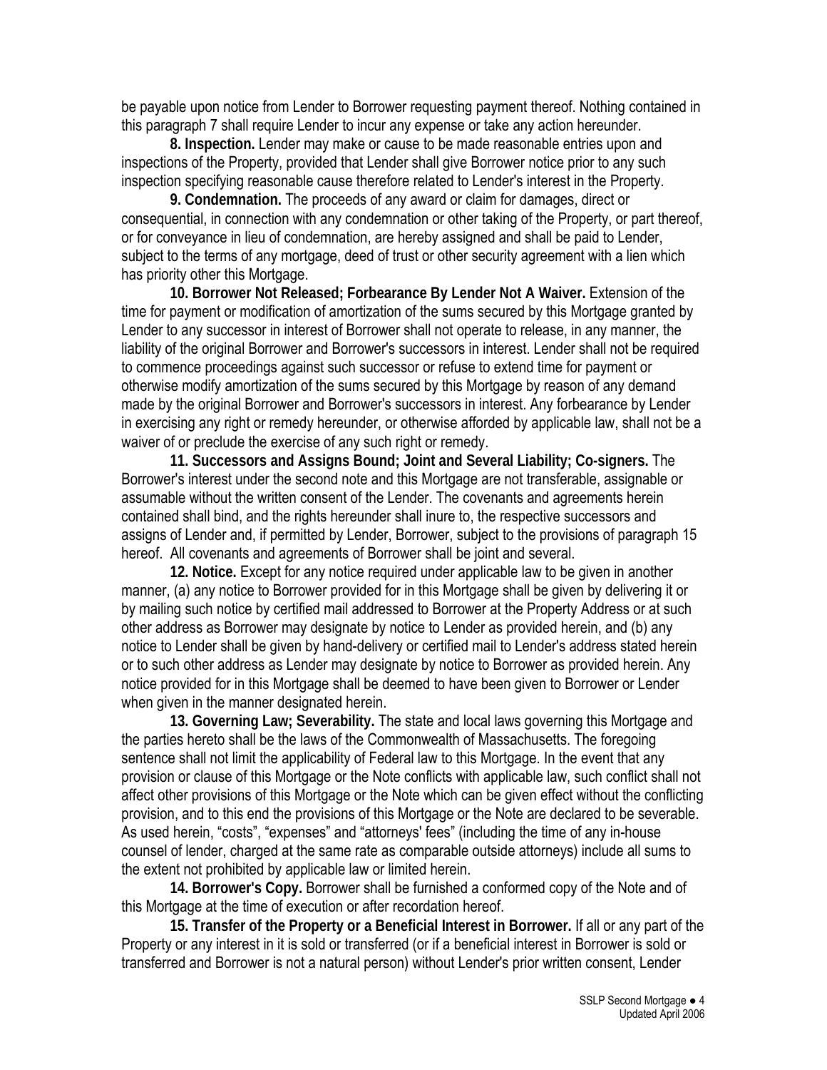be payable upon notice from Lender to Borrower requesting payment thereof. Nothing contained in this paragraph 7 shall require Lender to incur any expense or take any action hereunder.

**8. Inspection.** Lender may make or cause to be made reasonable entries upon and inspections of the Property, provided that Lender shall give Borrower notice prior to any such inspection specifying reasonable cause therefore related to Lender's interest in the Property.

**9. Condemnation.** The proceeds of any award or claim for damages, direct or consequential, in connection with any condemnation or other taking of the Property, or part thereof, or for conveyance in lieu of condemnation, are hereby assigned and shall be paid to Lender, subject to the terms of any mortgage, deed of trust or other security agreement with a lien which has priority other this Mortgage.

**10. Borrower Not Released; Forbearance By Lender Not A Waiver.** Extension of the time for payment or modification of amortization of the sums secured by this Mortgage granted by Lender to any successor in interest of Borrower shall not operate to release, in any manner, the liability of the original Borrower and Borrower's successors in interest. Lender shall not be required to commence proceedings against such successor or refuse to extend time for payment or otherwise modify amortization of the sums secured by this Mortgage by reason of any demand made by the original Borrower and Borrower's successors in interest. Any forbearance by Lender in exercising any right or remedy hereunder, or otherwise afforded by applicable law, shall not be a waiver of or preclude the exercise of any such right or remedy.

**11. Successors and Assigns Bound; Joint and Several Liability; Co-signers.** The Borrower's interest under the second note and this Mortgage are not transferable, assignable or assumable without the written consent of the Lender. The covenants and agreements herein contained shall bind, and the rights hereunder shall inure to, the respective successors and assigns of Lender and, if permitted by Lender, Borrower, subject to the provisions of paragraph 15 hereof. All covenants and agreements of Borrower shall be joint and several.

**12. Notice.** Except for any notice required under applicable law to be given in another manner, (a) any notice to Borrower provided for in this Mortgage shall be given by delivering it or by mailing such notice by certified mail addressed to Borrower at the Property Address or at such other address as Borrower may designate by notice to Lender as provided herein, and (b) any notice to Lender shall be given by hand-delivery or certified mail to Lender's address stated herein or to such other address as Lender may designate by notice to Borrower as provided herein. Any notice provided for in this Mortgage shall be deemed to have been given to Borrower or Lender when given in the manner designated herein.

**13. Governing Law; Severability.** The state and local laws governing this Mortgage and the parties hereto shall be the laws of the Commonwealth of Massachusetts. The foregoing sentence shall not limit the applicability of Federal law to this Mortgage. In the event that any provision or clause of this Mortgage or the Note conflicts with applicable law, such conflict shall not affect other provisions of this Mortgage or the Note which can be given effect without the conflicting provision, and to this end the provisions of this Mortgage or the Note are declared to be severable. As used herein, "costs", "expenses" and "attorneys' fees" (including the time of any in-house counsel of lender, charged at the same rate as comparable outside attorneys) include all sums to the extent not prohibited by applicable law or limited herein.

**14. Borrower's Copy.** Borrower shall be furnished a conformed copy of the Note and of this Mortgage at the time of execution or after recordation hereof.

**15. Transfer of the Property or a Beneficial Interest in Borrower.** If all or any part of the Property or any interest in it is sold or transferred (or if a beneficial interest in Borrower is sold or transferred and Borrower is not a natural person) without Lender's prior written consent, Lender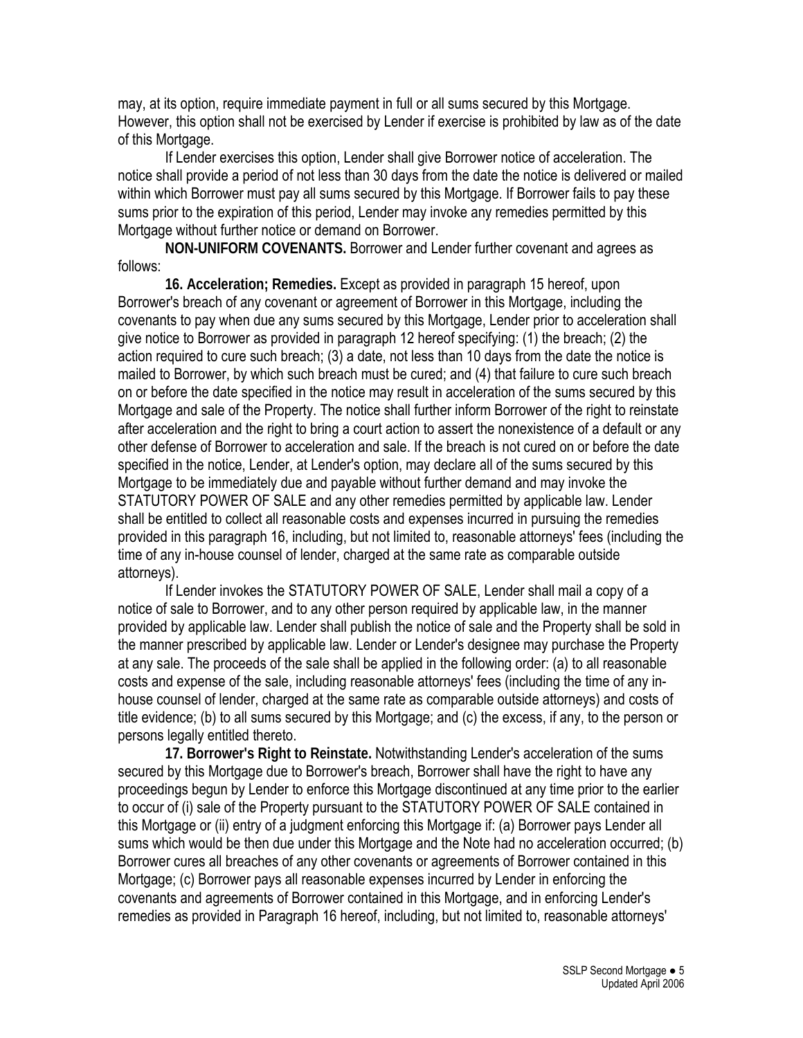may, at its option, require immediate payment in full or all sums secured by this Mortgage. However, this option shall not be exercised by Lender if exercise is prohibited by law as of the date of this Mortgage.

If Lender exercises this option, Lender shall give Borrower notice of acceleration. The notice shall provide a period of not less than 30 days from the date the notice is delivered or mailed within which Borrower must pay all sums secured by this Mortgage. If Borrower fails to pay these sums prior to the expiration of this period, Lender may invoke any remedies permitted by this Mortgage without further notice or demand on Borrower.

**NON-UNIFORM COVENANTS.** Borrower and Lender further covenant and agrees as follows:

**16. Acceleration; Remedies.** Except as provided in paragraph 15 hereof, upon Borrower's breach of any covenant or agreement of Borrower in this Mortgage, including the covenants to pay when due any sums secured by this Mortgage, Lender prior to acceleration shall give notice to Borrower as provided in paragraph 12 hereof specifying: (1) the breach; (2) the action required to cure such breach; (3) a date, not less than 10 days from the date the notice is mailed to Borrower, by which such breach must be cured; and (4) that failure to cure such breach on or before the date specified in the notice may result in acceleration of the sums secured by this Mortgage and sale of the Property. The notice shall further inform Borrower of the right to reinstate after acceleration and the right to bring a court action to assert the nonexistence of a default or any other defense of Borrower to acceleration and sale. If the breach is not cured on or before the date specified in the notice, Lender, at Lender's option, may declare all of the sums secured by this Mortgage to be immediately due and payable without further demand and may invoke the STATUTORY POWER OF SALE and any other remedies permitted by applicable law. Lender shall be entitled to collect all reasonable costs and expenses incurred in pursuing the remedies provided in this paragraph 16, including, but not limited to, reasonable attorneys' fees (including the time of any in-house counsel of lender, charged at the same rate as comparable outside attorneys).

If Lender invokes the STATUTORY POWER OF SALE, Lender shall mail a copy of a notice of sale to Borrower, and to any other person required by applicable law, in the manner provided by applicable law. Lender shall publish the notice of sale and the Property shall be sold in the manner prescribed by applicable law. Lender or Lender's designee may purchase the Property at any sale. The proceeds of the sale shall be applied in the following order: (a) to all reasonable costs and expense of the sale, including reasonable attorneys' fees (including the time of any in-house counsel of lender, charged at the same rate as comparable outside attorneys) and costs of title evidence; (b) to all sums secured by this Mortgage; and (c) the excess, if any, to the person or persons legally entitled thereto.

**17. Borrower's Right to Reinstate.** Notwithstanding Lender's acceleration of the sums secured by this Mortgage due to Borrower's breach, Borrower shall have the right to have any proceedings begun by Lender to enforce this Mortgage discontinued at any time prior to the earlier to occur of (i) sale of the Property pursuant to the STATUTORY POWER OF SALE contained in this Mortgage or (ii) entry of a judgment enforcing this Mortgage if: (a) Borrower pays Lender all sums which would be then due under this Mortgage and the Note had no acceleration occurred; (b) Borrower cures all breaches of any other covenants or agreements of Borrower contained in this Mortgage; (c) Borrower pays all reasonable expenses incurred by Lender in enforcing the covenants and agreements of Borrower contained in this Mortgage, and in enforcing Lender's remedies as provided in Paragraph 16 hereof, including, but not limited to, reasonable attorneys'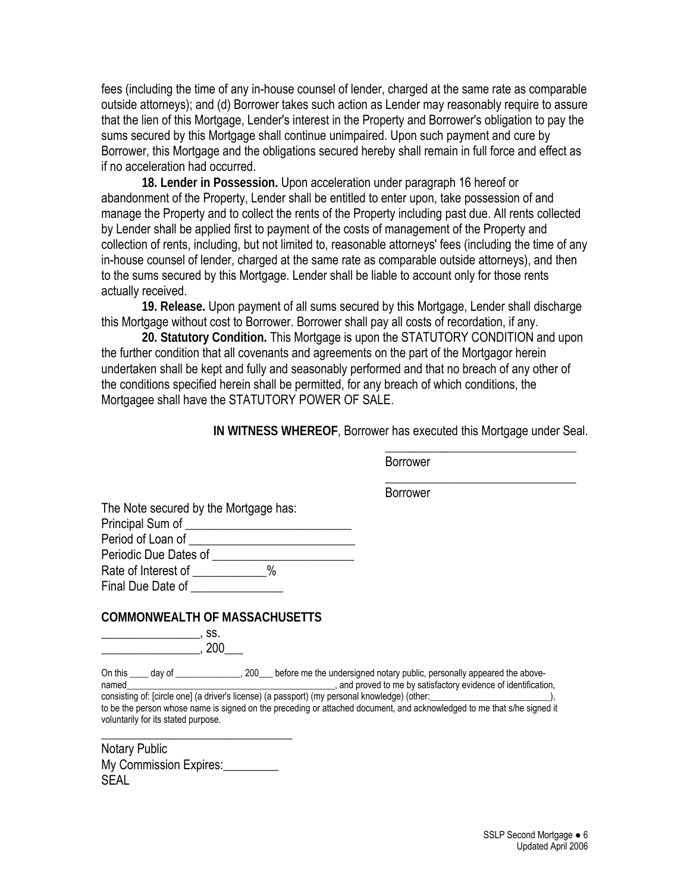fees (including the time of any in-house counsel of lender, charged at the same rate as comparable outside attorneys); and (d) Borrower takes such action as Lender may reasonably require to assure that the lien of this Mortgage, Lender's interest in the Property and Borrower's obligation to pay the sums secured by this Mortgage shall continue unimpaired. Upon such payment and cure by Borrower, this Mortgage and the obligations secured hereby shall remain in full force and effect as if no acceleration had occurred.

**18. Lender in Possession.** Upon acceleration under paragraph 16 hereof or abandonment of the Property, Lender shall be entitled to enter upon, take possession of and manage the Property and to collect the rents of the Property including past due. All rents collected by Lender shall be applied first to payment of the costs of management of the Property and collection of rents, including, but not limited to, reasonable attorneys' fees (including the time of any in-house counsel of lender, charged at the same rate as comparable outside attorneys), and then to the sums secured by this Mortgage. Lender shall be liable to account only for those rents actually received.

**19. Release.** Upon payment of all sums secured by this Mortgage, Lender shall discharge this Mortgage without cost to Borrower. Borrower shall pay all costs of recordation, if any.

**20. Statutory Condition.** This Mortgage is upon the STATUTORY CONDITION and upon the further condition that all covenants and agreements on the part of the Mortgagor herein undertaken shall be kept and fully and seasonably performed and that no breach of any other of the conditions specified herein shall be permitted, for any breach of which conditions, the Mortgagee shall have the STATUTORY POWER OF SALE.

**IN WITNESS WHEREOF**, Borrower has executed this Mortgage under Seal.

_______________________________
Borrower

_______________________________
Borrower

The Note secured by the Mortgage has:
Principal Sum of ___________________________
Period of Loan of ___________________________
Periodic Due Dates of _______________________
Rate of Interest of ____________%
Final Due Date of _______________

**COMMONWEALTH OF MASSACHUSETTS**

_________________, ss.
_________________, 200___

On this ____ day of _______________, 200___ before me the undersigned notary public, personally appeared the above-named_____________________________________________, and proved to me by satisfactory evidence of identification, consisting of: [circle one] (a driver's license) (a passport) (my personal knowledge) (other:__________________________), to be the person whose name is signed on the preceding or attached document, and acknowledged to me that s/he signed it voluntarily for its stated purpose.

_________________________________
Notary Public
My Commission Expires:_________
SEAL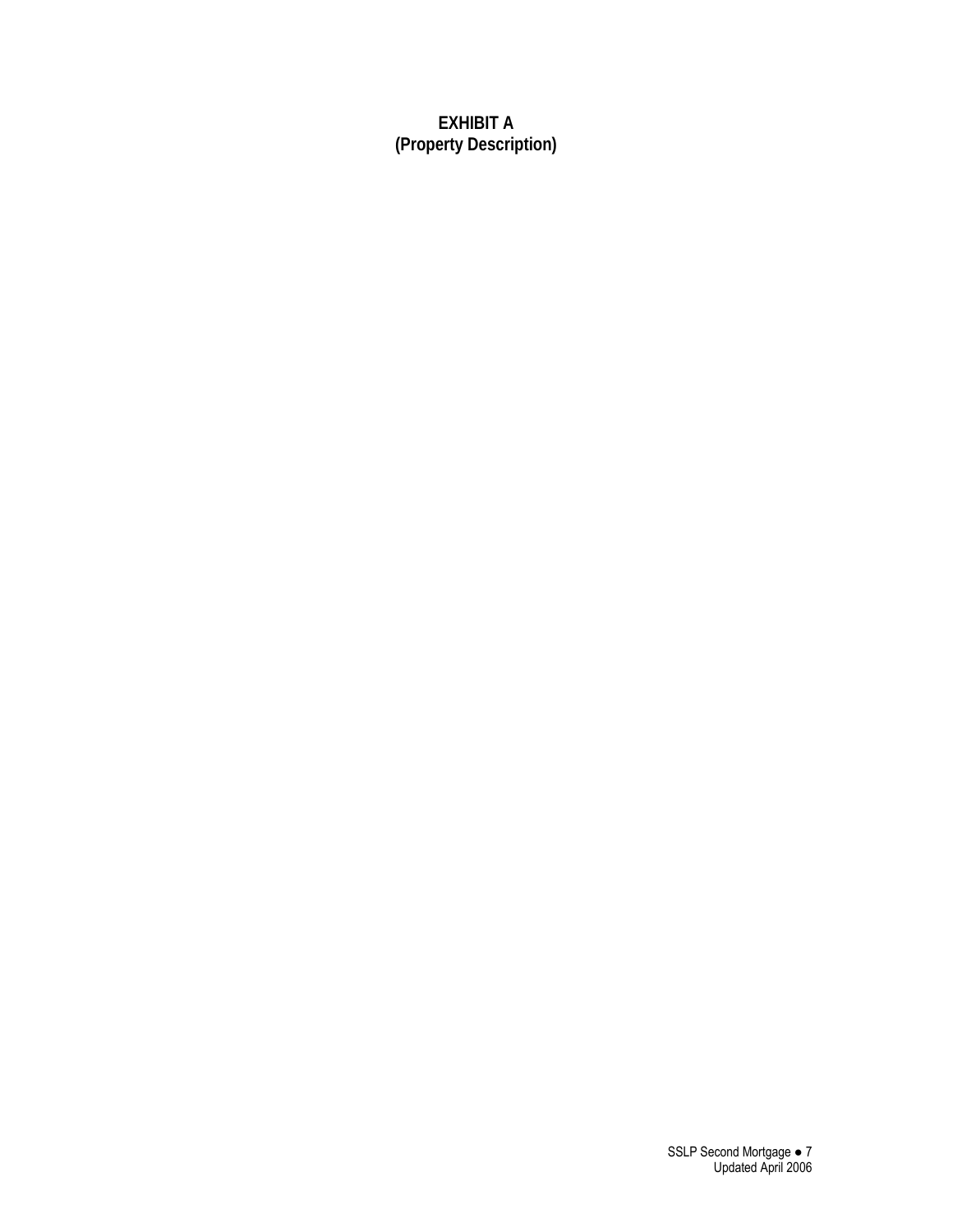# EXHIBIT A
# (Property Description)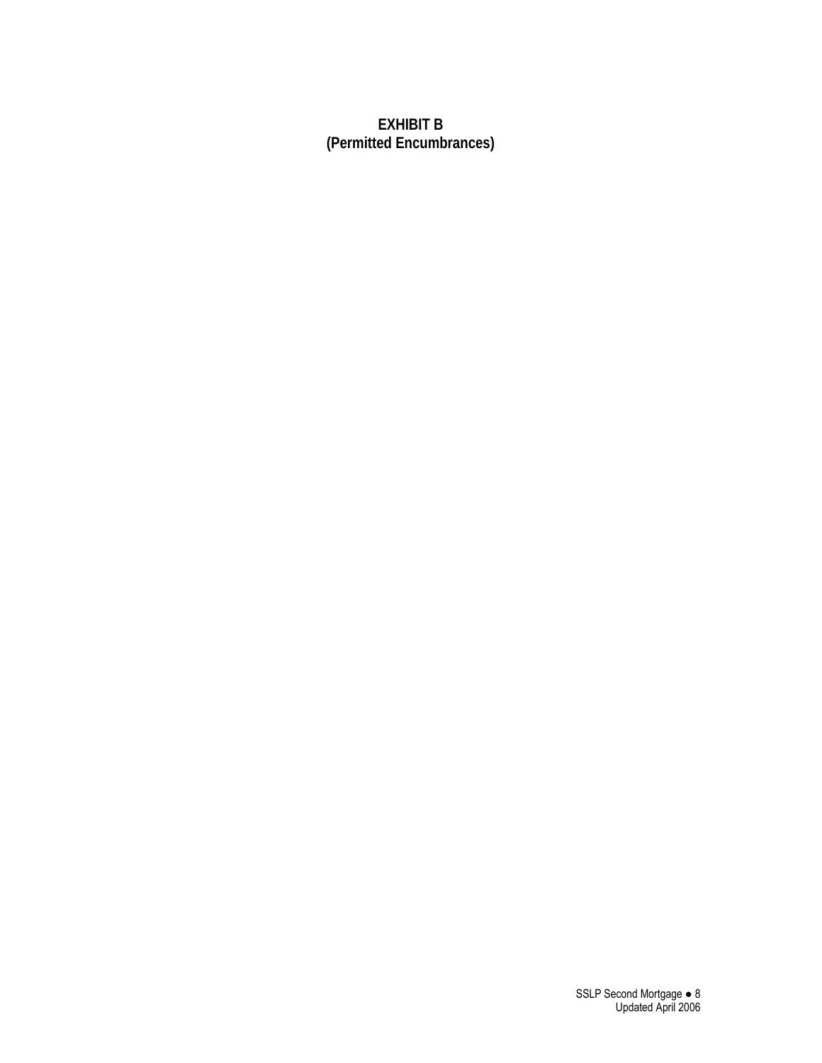# EXHIBIT B
## (Permitted Encumbrances)